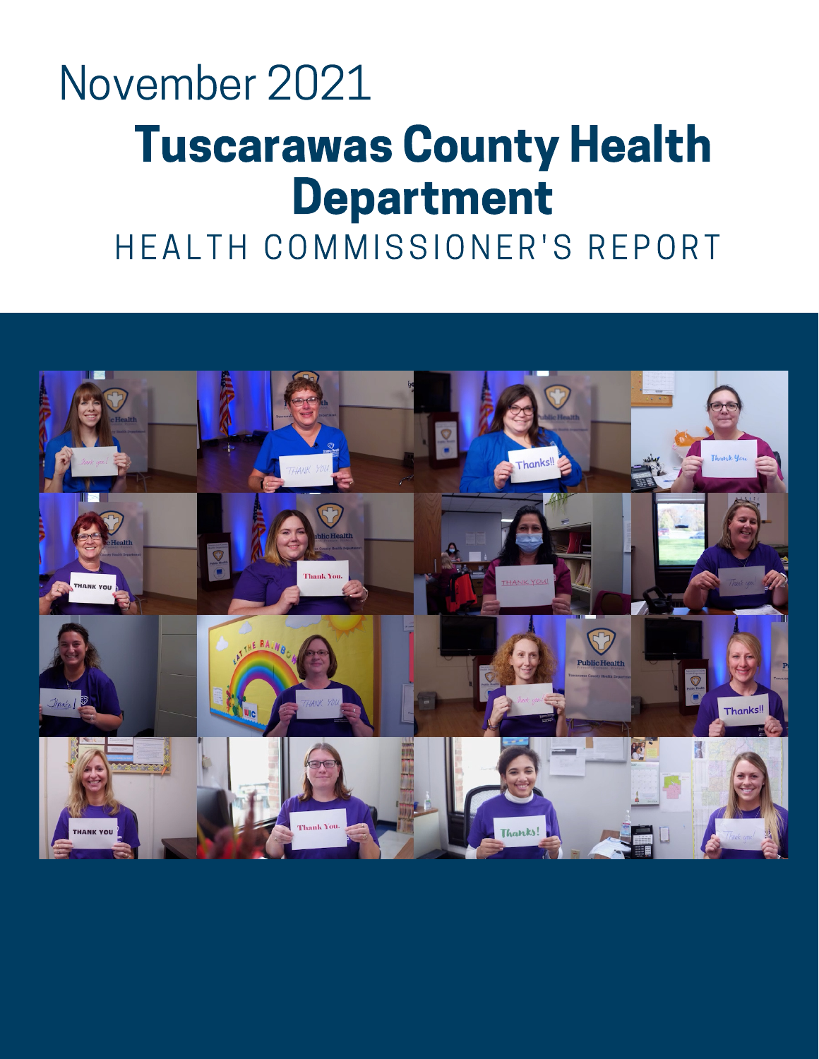November 2021

# Tuscarawas County Health Department

HEALTH COMMISSIONER'S REPORT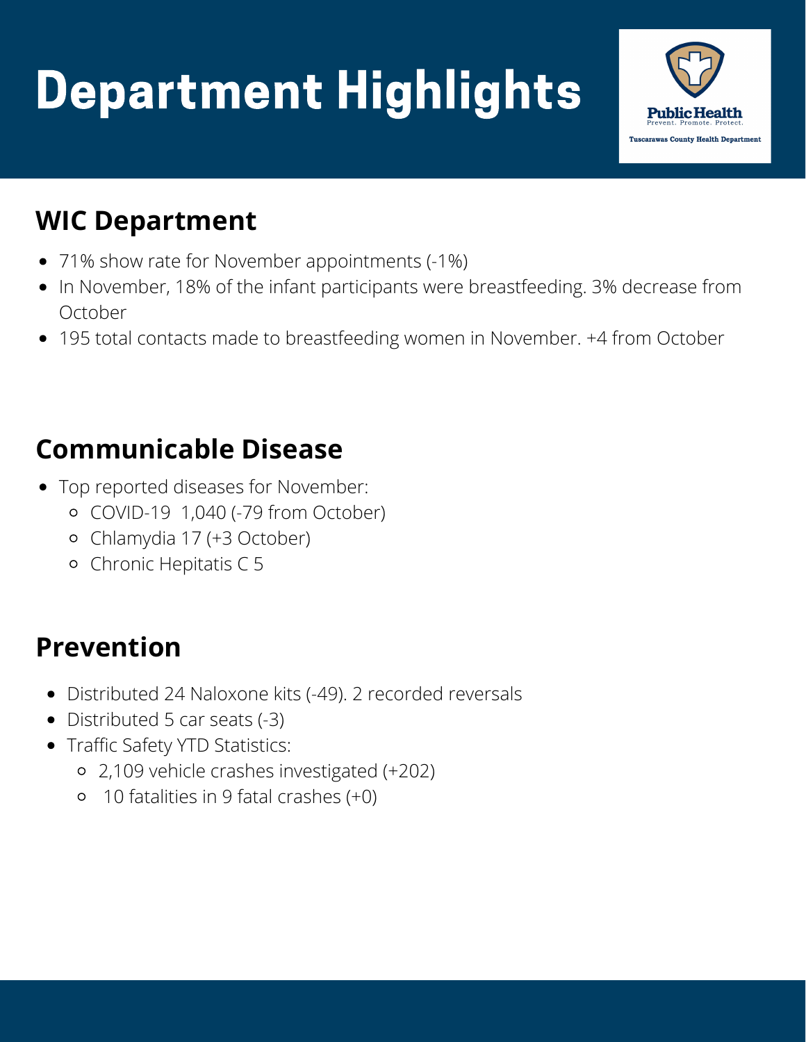# Department Highlights

Public Health
Prevent. Promote. Protect.
Tuscarawas County Health Department

## WIC Department

- 71% show rate for November appointments (-1%)
- In November, 18% of the infant participants were breastfeeding. 3% decrease from October
- 195 total contacts made to breastfeeding women in November. +4 from October

## Communicable Disease

- Top reported diseases for November:
  - COVID-19 1,040 (-79 from October)
  - Chlamydia 17 (+3 October)
  - Chronic Hepitatis C 5

## Prevention

- Distributed 24 Naloxone kits (-49). 2 recorded reversals
- Distributed 5 car seats (-3)
- Traffic Safety YTD Statistics:
  - 2,109 vehicle crashes investigated (+202)
  - 10 fatalities in 9 fatal crashes (+0)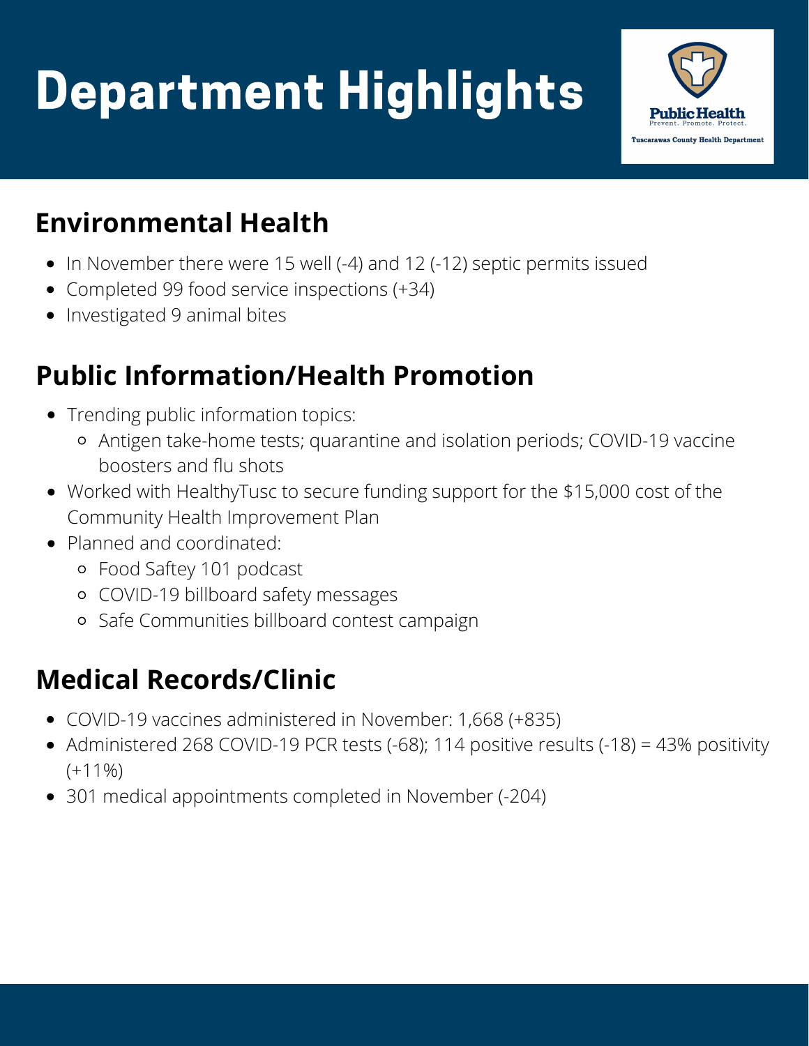# Department Highlights

Public Health
Prevent. Promote. Protect.
Tuscarawas County Health Department

## Environmental Health

- In November there were 15 well (-4) and 12 (-12) septic permits issued
- Completed 99 food service inspections (+34)
- Investigated 9 animal bites

## Public Information/Health Promotion

- Trending public information topics:
  - Antigen take-home tests; quarantine and isolation periods; COVID-19 vaccine boosters and flu shots
- Worked with HealthyTusc to secure funding support for the $15,000 cost of the Community Health Improvement Plan
- Planned and coordinated:
  - Food Saftey 101 podcast
  - COVID-19 billboard safety messages
  - Safe Communities billboard contest campaign

## Medical Records/Clinic

- COVID-19 vaccines administered in November: 1,668 (+835)
- Administered 268 COVID-19 PCR tests (-68); 114 positive results (-18) = 43% positivity (+11%)
- 301 medical appointments completed in November (-204)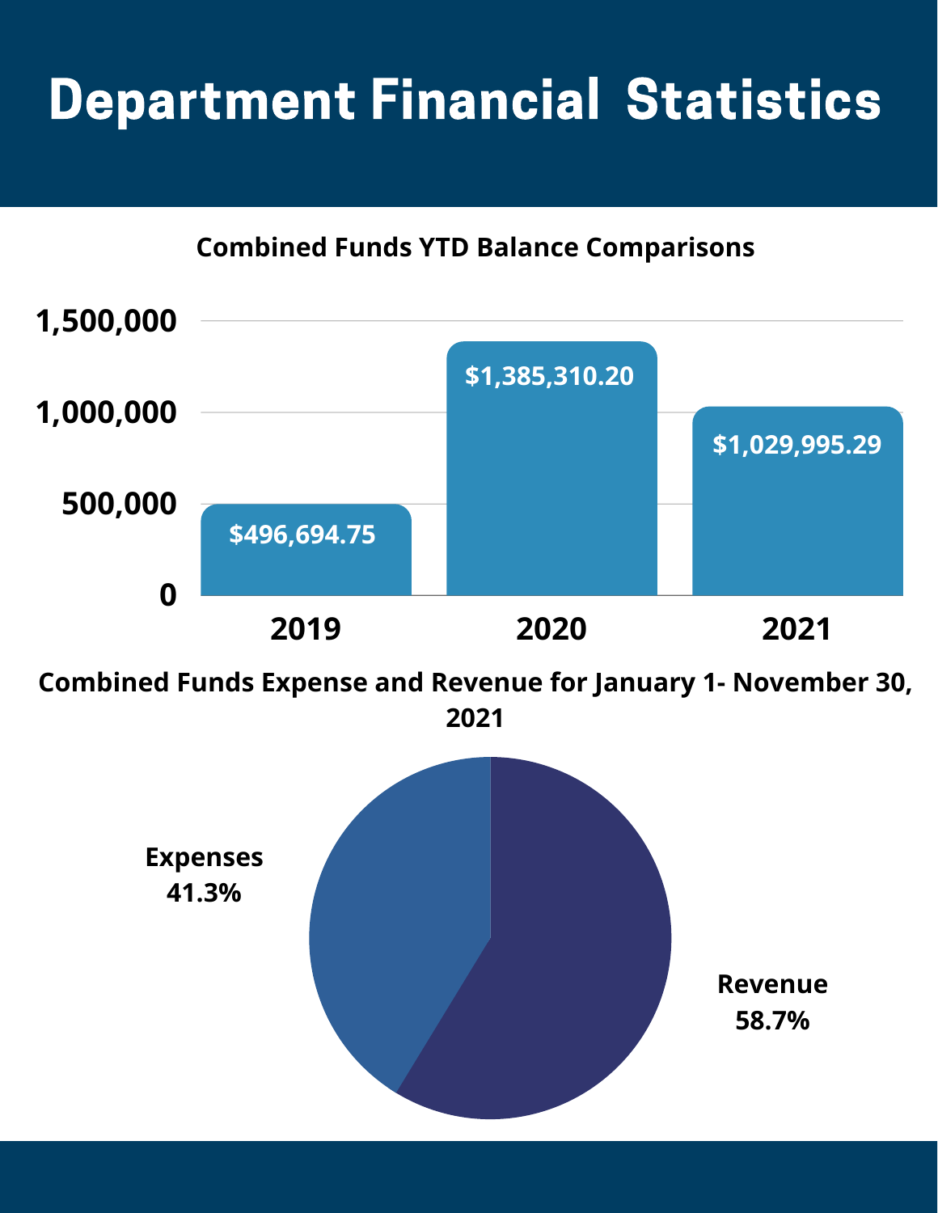# Department Financial Statistics

**Combined Funds YTD Balance Comparisons**

1,500,000
1,000,000
500,000
0

$1,385,310.20
$1,029,995.29
$496,694.75

2019
2020
2021

**Combined Funds Expense and Revenue for January 1- November 30, 2021**

Expenses
41.3%

Revenue
58.7%